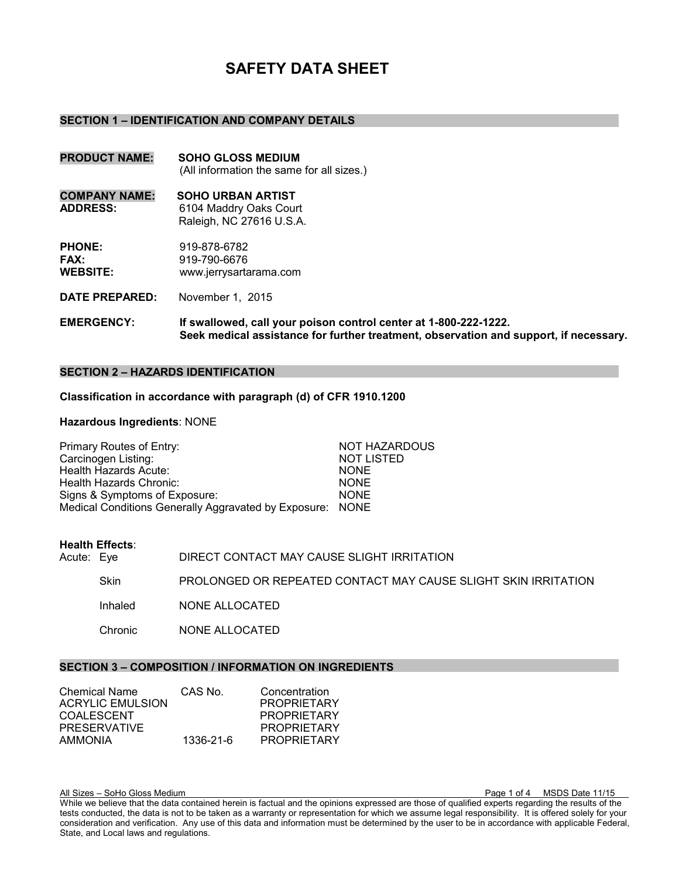# SAFETY DATA SHEET

## SECTION 1 – IDENTIFICATION AND COMPANY DETAILS

**PRODUCT NAME:** **SOHO GLOSS MEDIUM**
(All information the same for all sizes.)

**COMPANY NAME:** **SOHO URBAN ARTIST**
**ADDRESS:** 6104 Maddry Oaks Court
Raleigh, NC 27616 U.S.A.

**PHONE:** 919-878-6782
**FAX:** 919-790-6676
**WEBSITE:** www.jerrysartarama.com

**DATE PREPARED:** November 1, 2015

**EMERGENCY:** **If swallowed, call your poison control center at 1-800-222-1222.**
**Seek medical assistance for further treatment, observation and support, if necessary.**

## SECTION 2 – HAZARDS IDENTIFICATION

**Classification in accordance with paragraph (d) of CFR 1910.1200**

**Hazardous Ingredients**: NONE

| | |
|---|---|
| Primary Routes of Entry: | NOT HAZARDOUS |
| Carcinogen Listing: | NOT LISTED |
| Health Hazards Acute: | NONE |
| Health Hazards Chronic: | NONE |
| Signs & Symptoms of Exposure: | NONE |
| Medical Conditions Generally Aggravated by Exposure: | NONE |

**Health Effects**:

| | | |
|---|---|---|
| Acute: | Eye | DIRECT CONTACT MAY CAUSE SLIGHT IRRITATION |
| | Skin | PROLONGED OR REPEATED CONTACT MAY CAUSE SLIGHT SKIN IRRITATION |
| | Inhaled | NONE ALLOCATED |
| | Chronic | NONE ALLOCATED |

## SECTION 3 – COMPOSITION / INFORMATION ON INGREDIENTS

| Chemical Name | CAS No. | Concentration |
|---|---|---|
| ACRYLIC EMULSION | | PROPRIETARY |
| COALESCENT | | PROPRIETARY |
| PRESERVATIVE | | PROPRIETARY |
| AMMONIA | 1336-21-6 | PROPRIETARY |

While we believe that the data contained herein is factual and the opinions expressed are those of qualified experts regarding the results of the tests conducted, the data is not to be taken as a warranty or representation for which we assume legal responsibility. It is offered solely for your consideration and verification. Any use of this data and information must be determined by the user to be in accordance with applicable Federal, State, and Local laws and regulations.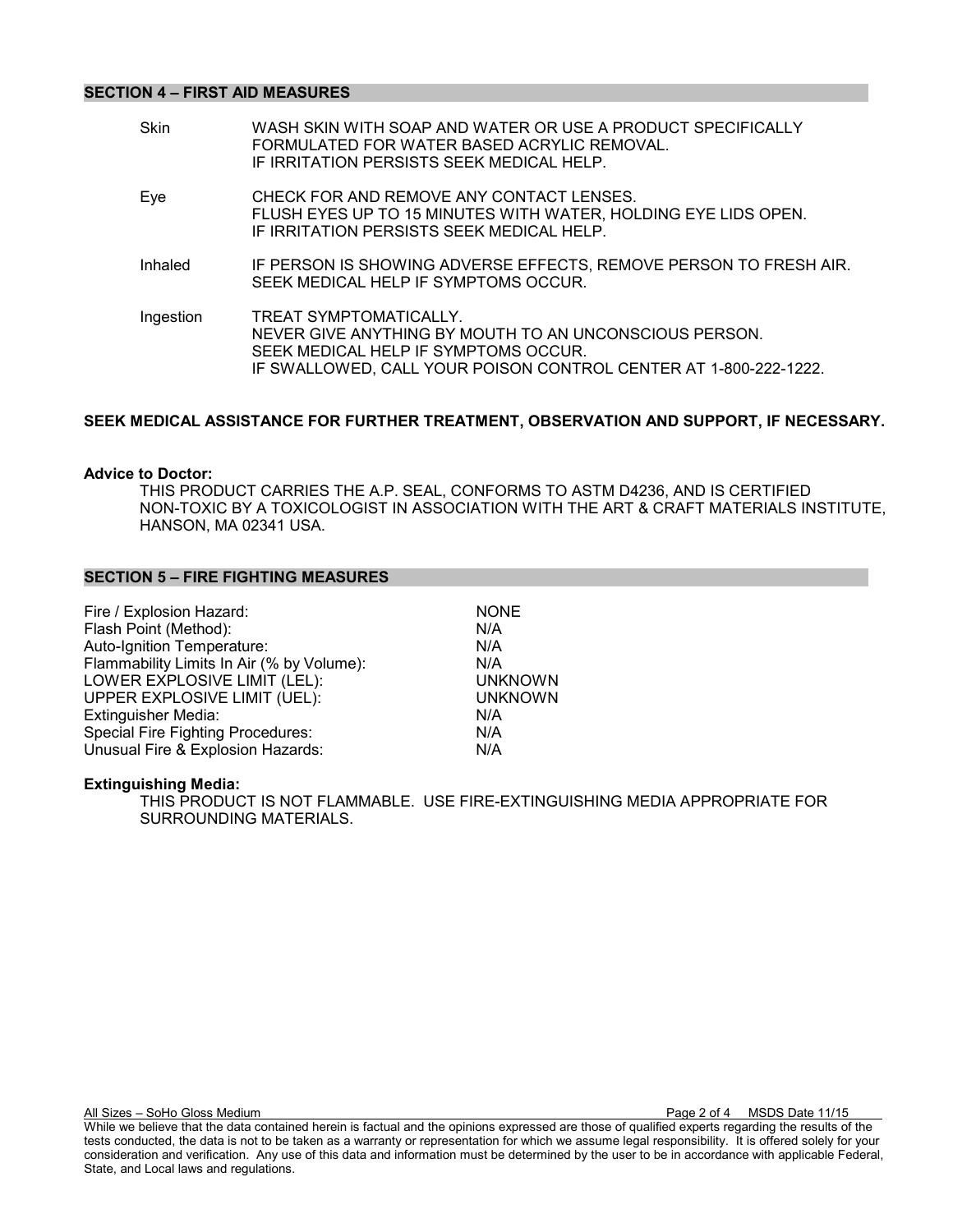## SECTION 4 – FIRST AID MEASURES

| | |
|---|---|
| Skin | WASH SKIN WITH SOAP AND WATER OR USE A PRODUCT SPECIFICALLY FORMULATED FOR WATER BASED ACRYLIC REMOVAL.<br>IF IRRITATION PERSISTS SEEK MEDICAL HELP. |
| Eye | CHECK FOR AND REMOVE ANY CONTACT LENSES.<br>FLUSH EYES UP TO 15 MINUTES WITH WATER, HOLDING EYE LIDS OPEN.<br>IF IRRITATION PERSISTS SEEK MEDICAL HELP. |
| Inhaled | IF PERSON IS SHOWING ADVERSE EFFECTS, REMOVE PERSON TO FRESH AIR.<br>SEEK MEDICAL HELP IF SYMPTOMS OCCUR. |
| Ingestion | TREAT SYMPTOMATICALLY.<br>NEVER GIVE ANYTHING BY MOUTH TO AN UNCONSCIOUS PERSON.<br>SEEK MEDICAL HELP IF SYMPTOMS OCCUR.<br>IF SWALLOWED, CALL YOUR POISON CONTROL CENTER AT 1-800-222-1222. |

**SEEK MEDICAL ASSISTANCE FOR FURTHER TREATMENT, OBSERVATION AND SUPPORT, IF NECESSARY.**

**Advice to Doctor:**

THIS PRODUCT CARRIES THE A.P. SEAL, CONFORMS TO ASTM D4236, AND IS CERTIFIED NON-TOXIC BY A TOXICOLOGIST IN ASSOCIATION WITH THE ART & CRAFT MATERIALS INSTITUTE, HANSON, MA 02341 USA.

## SECTION 5 – FIRE FIGHTING MEASURES

| | |
|---|---|
| Fire / Explosion Hazard: | NONE |
| Flash Point (Method): | N/A |
| Auto-Ignition Temperature: | N/A |
| Flammability Limits In Air (% by Volume): | N/A |
| LOWER EXPLOSIVE LIMIT (LEL): | UNKNOWN |
| UPPER EXPLOSIVE LIMIT (UEL): | UNKNOWN |
| Extinguisher Media: | N/A |
| Special Fire Fighting Procedures: | N/A |
| Unusual Fire & Explosion Hazards: | N/A |

**Extinguishing Media:**

THIS PRODUCT IS NOT FLAMMABLE. USE FIRE-EXTINGUISHING MEDIA APPROPRIATE FOR SURROUNDING MATERIALS.

All Sizes – SoHo Gloss Medium MSDS Date 11/15

While we believe that the data contained herein is factual and the opinions expressed are those of qualified experts regarding the results of the tests conducted, the data is not to be taken as a warranty or representation for which we assume legal responsibility. It is offered solely for your consideration and verification. Any use of this data and information must be determined by the user to be in accordance with applicable Federal, State, and Local laws and regulations.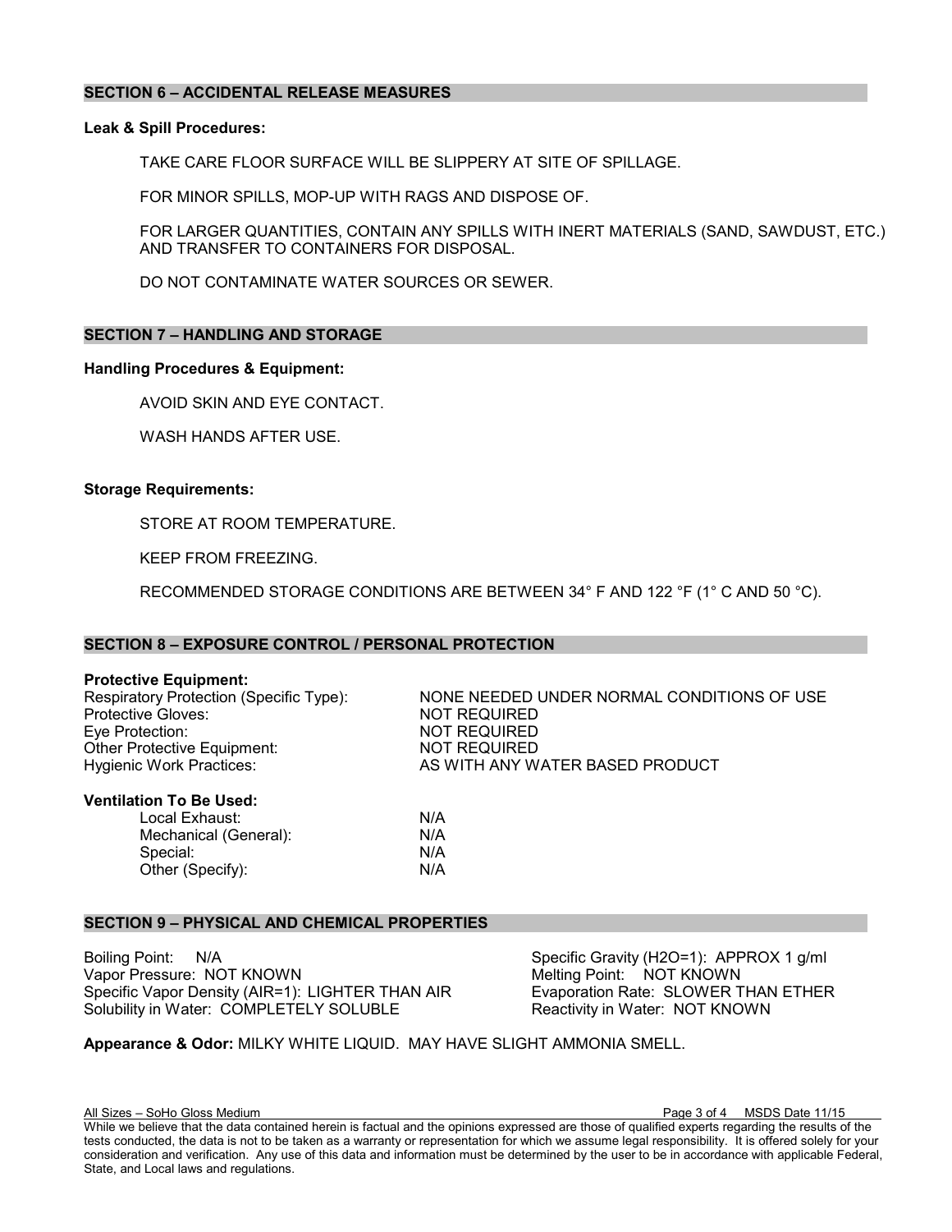## SECTION 6 – ACCIDENTAL RELEASE MEASURES

**Leak & Spill Procedures:**

TAKE CARE FLOOR SURFACE WILL BE SLIPPERY AT SITE OF SPILLAGE.

FOR MINOR SPILLS, MOP-UP WITH RAGS AND DISPOSE OF.

FOR LARGER QUANTITIES, CONTAIN ANY SPILLS WITH INERT MATERIALS (SAND, SAWDUST, ETC.) AND TRANSFER TO CONTAINERS FOR DISPOSAL.

DO NOT CONTAMINATE WATER SOURCES OR SEWER.

## SECTION 7 – HANDLING AND STORAGE

**Handling Procedures & Equipment:**

AVOID SKIN AND EYE CONTACT.

WASH HANDS AFTER USE.

**Storage Requirements:**

STORE AT ROOM TEMPERATURE.

KEEP FROM FREEZING.

RECOMMENDED STORAGE CONDITIONS ARE BETWEEN 34° F AND 122 °F (1° C AND 50 °C).

## SECTION 8 – EXPOSURE CONTROL / PERSONAL PROTECTION

**Protective Equipment:**

| | |
|---|---|
| Respiratory Protection (Specific Type): | NONE NEEDED UNDER NORMAL CONDITIONS OF USE |
| Protective Gloves: | NOT REQUIRED |
| Eye Protection: | NOT REQUIRED |
| Other Protective Equipment: | NOT REQUIRED |
| Hygienic Work Practices: | AS WITH ANY WATER BASED PRODUCT |

**Ventilation To Be Used:**

| | |
|---|---|
| Local Exhaust: | N/A |
| Mechanical (General): | N/A |
| Special: | N/A |
| Other (Specify): | N/A |

## SECTION 9 – PHYSICAL AND CHEMICAL PROPERTIES

Boiling Point: N/A
Vapor Pressure: NOT KNOWN
Specific Vapor Density (AIR=1): LIGHTER THAN AIR
Solubility in Water: COMPLETELY SOLUBLE

Specific Gravity ($H_2O$=1): APPROX 1 g/ml
Melting Point: NOT KNOWN
Evaporation Rate: SLOWER THAN ETHER
Reactivity in Water: NOT KNOWN

**Appearance & Odor:** MILKY WHITE LIQUID. MAY HAVE SLIGHT AMMONIA SMELL.

While we believe that the data contained herein is factual and the opinions expressed are those of qualified experts regarding the results of the tests conducted, the data is not to be taken as a warranty or representation for which we assume legal responsibility. It is offered solely for your consideration and verification. Any use of this data and information must be determined by the user to be in accordance with applicable Federal, State, and Local laws and regulations.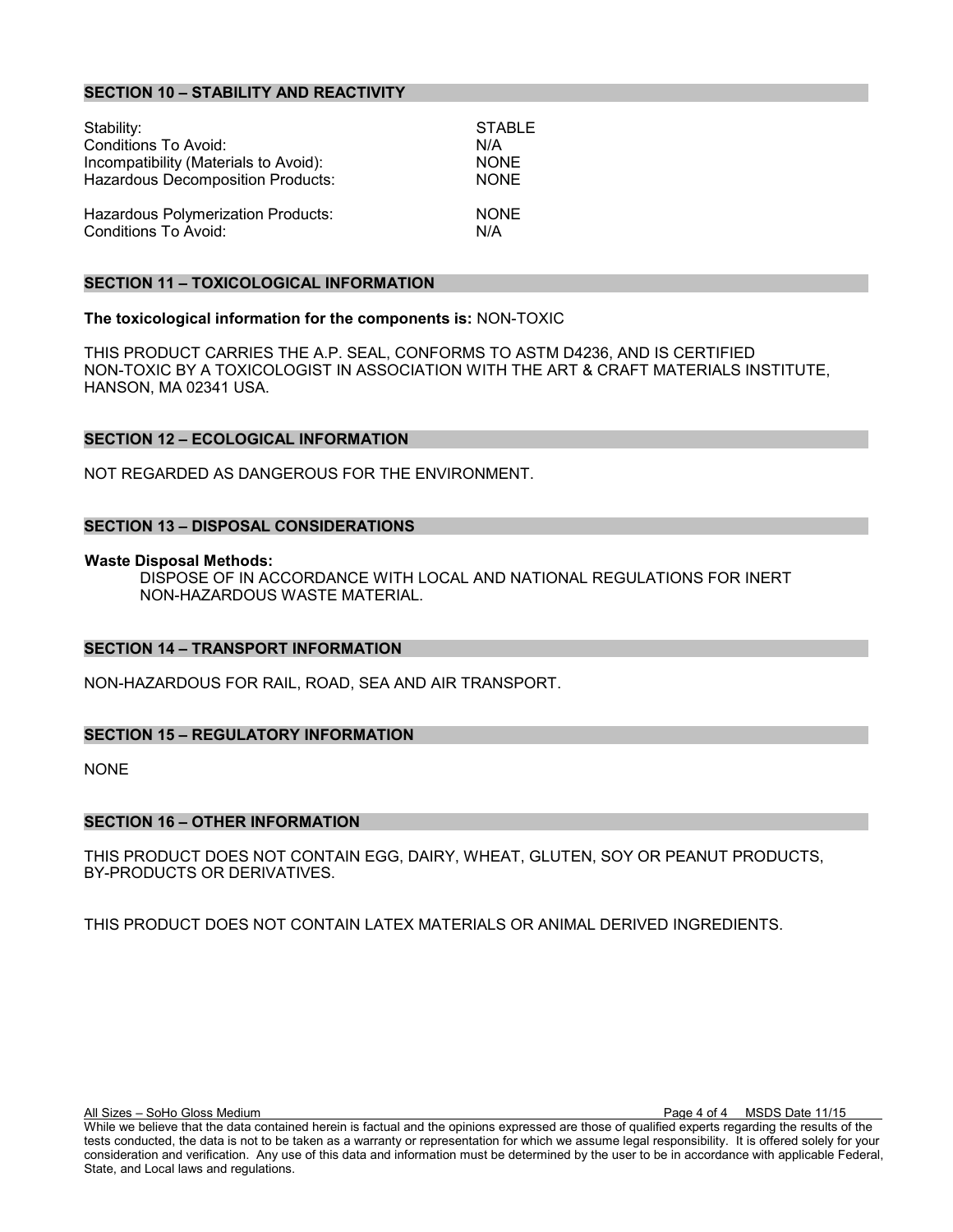## SECTION 10 – STABILITY AND REACTIVITY

| | |
|---|---|
| Stability: | STABLE |
| Conditions To Avoid: | N/A |
| Incompatibility (Materials to Avoid): | NONE |
| Hazardous Decomposition Products: | NONE |
| Hazardous Polymerization Products: | NONE |
| Conditions To Avoid: | N/A |

## SECTION 11 – TOXICOLOGICAL INFORMATION

**The toxicological information for the components is:** NON-TOXIC

THIS PRODUCT CARRIES THE A.P. SEAL, CONFORMS TO ASTM D4236, AND IS CERTIFIED NON-TOXIC BY A TOXICOLOGIST IN ASSOCIATION WITH THE ART & CRAFT MATERIALS INSTITUTE, HANSON, MA 02341 USA.

## SECTION 12 – ECOLOGICAL INFORMATION

NOT REGARDED AS DANGEROUS FOR THE ENVIRONMENT.

## SECTION 13 – DISPOSAL CONSIDERATIONS

**Waste Disposal Methods:**

DISPOSE OF IN ACCORDANCE WITH LOCAL AND NATIONAL REGULATIONS FOR INERT NON-HAZARDOUS WASTE MATERIAL.

## SECTION 14 – TRANSPORT INFORMATION

NON-HAZARDOUS FOR RAIL, ROAD, SEA AND AIR TRANSPORT.

## SECTION 15 – REGULATORY INFORMATION

NONE

## SECTION 16 – OTHER INFORMATION

THIS PRODUCT DOES NOT CONTAIN EGG, DAIRY, WHEAT, GLUTEN, SOY OR PEANUT PRODUCTS, BY-PRODUCTS OR DERIVATIVES.

THIS PRODUCT DOES NOT CONTAIN LATEX MATERIALS OR ANIMAL DERIVED INGREDIENTS.

While we believe that the data contained herein is factual and the opinions expressed are those of qualified experts regarding the results of the tests conducted, the data is not to be taken as a warranty or representation for which we assume legal responsibility. It is offered solely for your consideration and verification. Any use of this data and information must be determined by the user to be in accordance with applicable Federal, State, and Local laws and regulations.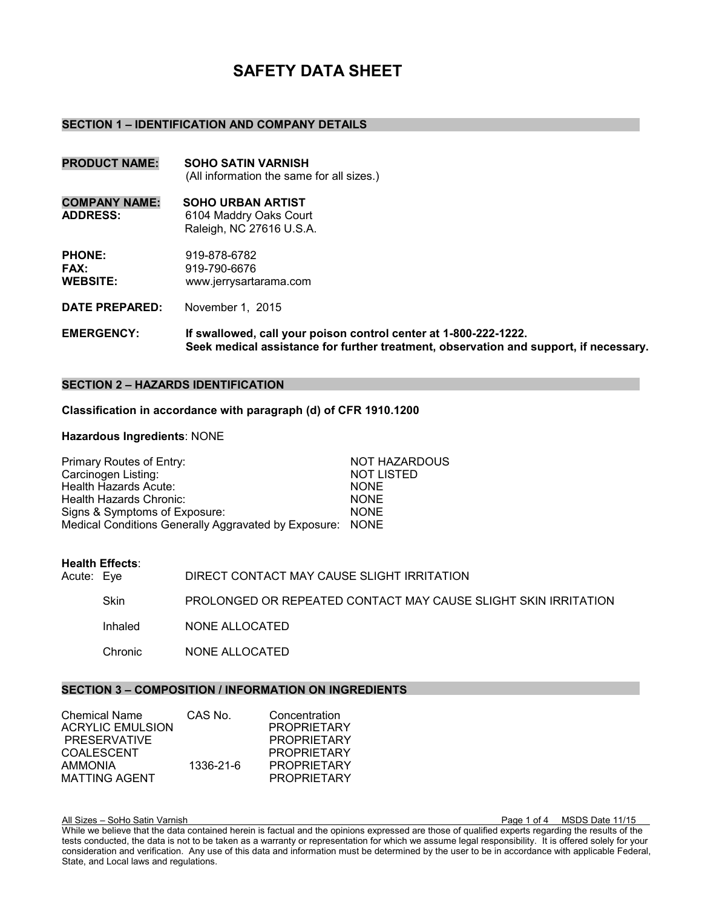# SAFETY DATA SHEET

## SECTION 1 – IDENTIFICATION AND COMPANY DETAILS

**PRODUCT NAME:** **SOHO SATIN VARNISH**
(All information the same for all sizes.)

**COMPANY NAME:** **SOHO URBAN ARTIST**
**ADDRESS:** 6104 Maddry Oaks Court
Raleigh, NC 27616 U.S.A.

**PHONE:** 919-878-6782
**FAX:** 919-790-6676
**WEBSITE:** www.jerrysartarama.com

**DATE PREPARED:** November 1, 2015

**EMERGENCY:** **If swallowed, call your poison control center at 1-800-222-1222.**
**Seek medical assistance for further treatment, observation and support, if necessary.**

## SECTION 2 – HAZARDS IDENTIFICATION

**Classification in accordance with paragraph (d) of CFR 1910.1200**

**Hazardous Ingredients**: NONE

| | |
|---|---|
| Primary Routes of Entry: | NOT HAZARDOUS |
| Carcinogen Listing: | NOT LISTED |
| Health Hazards Acute: | NONE |
| Health Hazards Chronic: | NONE |
| Signs & Symptoms of Exposure: | NONE |
| Medical Conditions Generally Aggravated by Exposure: | NONE |

**Health Effects**:

| | | |
|---|---|---|
| Acute: | Eye | DIRECT CONTACT MAY CAUSE SLIGHT IRRITATION |
| | Skin | PROLONGED OR REPEATED CONTACT MAY CAUSE SLIGHT SKIN IRRITATION |
| | Inhaled | NONE ALLOCATED |
| | Chronic | NONE ALLOCATED |

## SECTION 3 – COMPOSITION / INFORMATION ON INGREDIENTS

| Chemical Name | CAS No. | Concentration |
|---|---|---|
| ACRYLIC EMULSION | | PROPRIETARY |
| PRESERVATIVE | | PROPRIETARY |
| COALESCENT | | PROPRIETARY |
| AMMONIA | 1336-21-6 | PROPRIETARY |
| MATTING AGENT | | PROPRIETARY |

While we believe that the data contained herein is factual and the opinions expressed are those of qualified experts regarding the results of the tests conducted, the data is not to be taken as a warranty or representation for which we assume legal responsibility. It is offered solely for your consideration and verification. Any use of this data and information must be determined by the user to be in accordance with applicable Federal, State, and Local laws and regulations.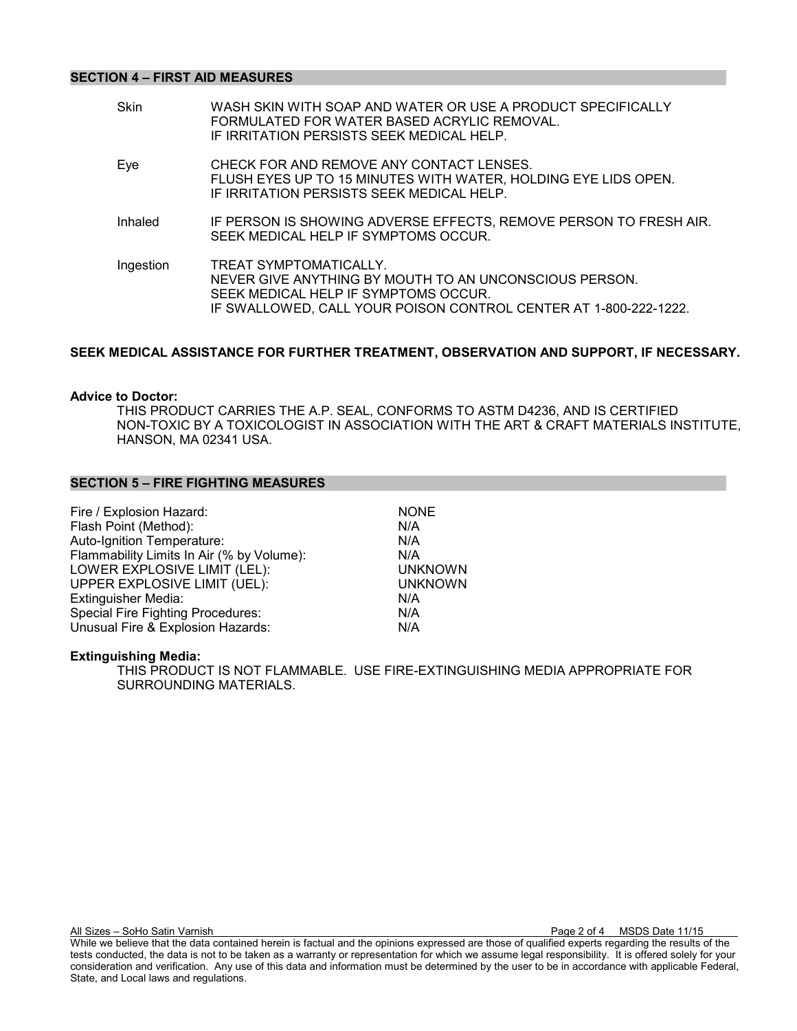## SECTION 4 – FIRST AID MEASURES

| | |
|---|---|
| Skin | WASH SKIN WITH SOAP AND WATER OR USE A PRODUCT SPECIFICALLY FORMULATED FOR WATER BASED ACRYLIC REMOVAL. IF IRRITATION PERSISTS SEEK MEDICAL HELP. |
| Eye | CHECK FOR AND REMOVE ANY CONTACT LENSES. FLUSH EYES UP TO 15 MINUTES WITH WATER, HOLDING EYE LIDS OPEN. IF IRRITATION PERSISTS SEEK MEDICAL HELP. |
| Inhaled | IF PERSON IS SHOWING ADVERSE EFFECTS, REMOVE PERSON TO FRESH AIR. SEEK MEDICAL HELP IF SYMPTOMS OCCUR. |
| Ingestion | TREAT SYMPTOMATICALLY. NEVER GIVE ANYTHING BY MOUTH TO AN UNCONSCIOUS PERSON. SEEK MEDICAL HELP IF SYMPTOMS OCCUR. IF SWALLOWED, CALL YOUR POISON CONTROL CENTER AT 1-800-222-1222. |

**SEEK MEDICAL ASSISTANCE FOR FURTHER TREATMENT, OBSERVATION AND SUPPORT, IF NECESSARY.**

**Advice to Doctor:**

THIS PRODUCT CARRIES THE A.P. SEAL, CONFORMS TO ASTM D4236, AND IS CERTIFIED NON-TOXIC BY A TOXICOLOGIST IN ASSOCIATION WITH THE ART & CRAFT MATERIALS INSTITUTE, HANSON, MA 02341 USA.

## SECTION 5 – FIRE FIGHTING MEASURES

| | |
|---|---|
| Fire / Explosion Hazard: | NONE |
| Flash Point (Method): | N/A |
| Auto-Ignition Temperature: | N/A |
| Flammability Limits In Air (% by Volume): | N/A |
| LOWER EXPLOSIVE LIMIT (LEL): | UNKNOWN |
| UPPER EXPLOSIVE LIMIT (UEL): | UNKNOWN |
| Extinguisher Media: | N/A |
| Special Fire Fighting Procedures: | N/A |
| Unusual Fire & Explosion Hazards: | N/A |

**Extinguishing Media:**

THIS PRODUCT IS NOT FLAMMABLE. USE FIRE-EXTINGUISHING MEDIA APPROPRIATE FOR SURROUNDING MATERIALS.

While we believe that the data contained herein is factual and the opinions expressed are those of qualified experts regarding the results of the tests conducted, the data is not to be taken as a warranty or representation for which we assume legal responsibility. It is offered solely for your consideration and verification. Any use of this data and information must be determined by the user to be in accordance with applicable Federal, State, and Local laws and regulations.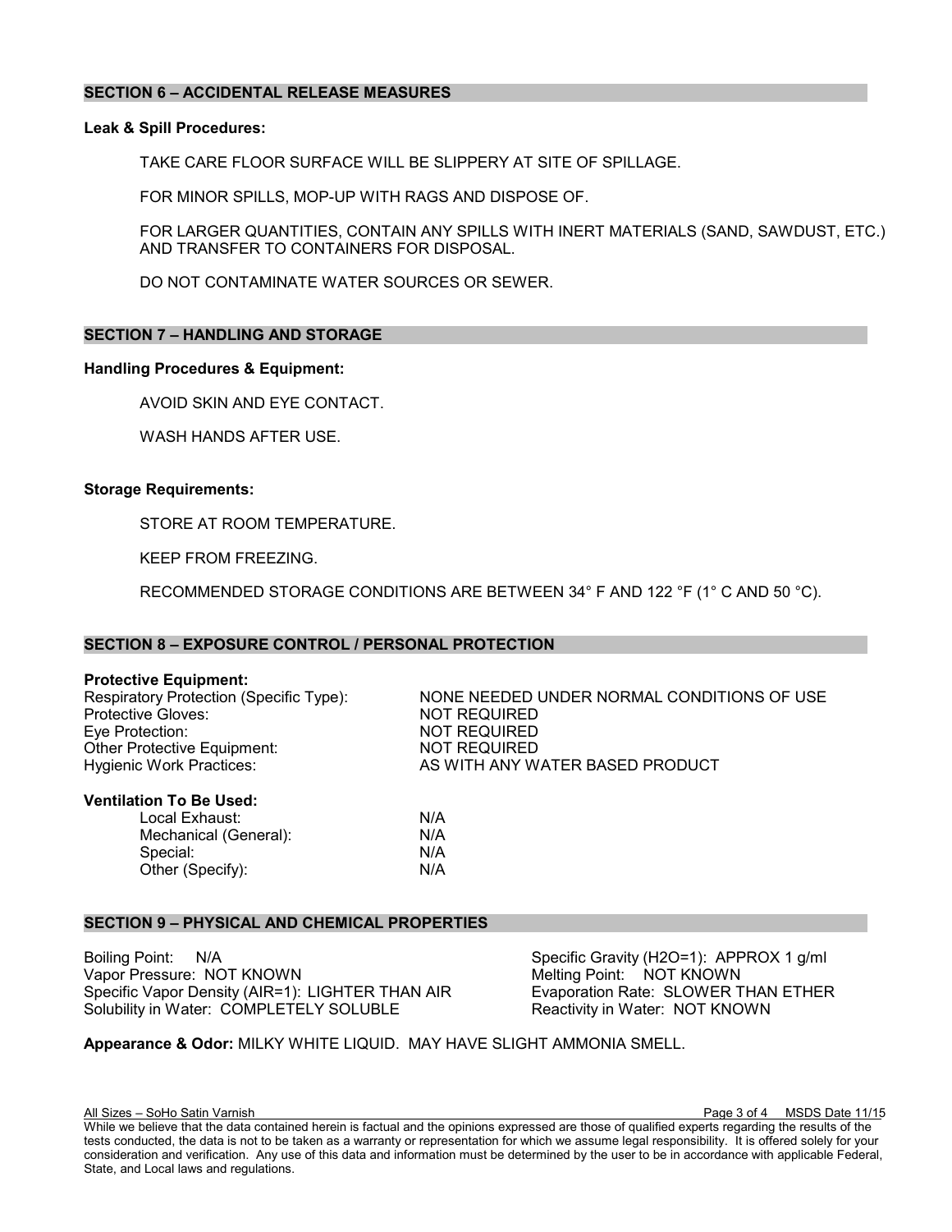## SECTION 6 – ACCIDENTAL RELEASE MEASURES

**Leak & Spill Procedures:**

TAKE CARE FLOOR SURFACE WILL BE SLIPPERY AT SITE OF SPILLAGE.

FOR MINOR SPILLS, MOP-UP WITH RAGS AND DISPOSE OF.

FOR LARGER QUANTITIES, CONTAIN ANY SPILLS WITH INERT MATERIALS (SAND, SAWDUST, ETC.) AND TRANSFER TO CONTAINERS FOR DISPOSAL.

DO NOT CONTAMINATE WATER SOURCES OR SEWER.

## SECTION 7 – HANDLING AND STORAGE

**Handling Procedures & Equipment:**

AVOID SKIN AND EYE CONTACT.

WASH HANDS AFTER USE.

**Storage Requirements:**

STORE AT ROOM TEMPERATURE.

KEEP FROM FREEZING.

RECOMMENDED STORAGE CONDITIONS ARE BETWEEN 34° F AND 122 °F (1° C AND 50 °C).

## SECTION 8 – EXPOSURE CONTROL / PERSONAL PROTECTION

**Protective Equipment:**

| | |
|---|---|
| Respiratory Protection (Specific Type): | NONE NEEDED UNDER NORMAL CONDITIONS OF USE |
| Protective Gloves: | NOT REQUIRED |
| Eye Protection: | NOT REQUIRED |
| Other Protective Equipment: | NOT REQUIRED |
| Hygienic Work Practices: | AS WITH ANY WATER BASED PRODUCT |

**Ventilation To Be Used:**

| | |
|---|---|
| Local Exhaust: | N/A |
| Mechanical (General): | N/A |
| Special: | N/A |
| Other (Specify): | N/A |

## SECTION 9 – PHYSICAL AND CHEMICAL PROPERTIES

Boiling Point: N/A
Vapor Pressure: NOT KNOWN
Specific Vapor Density (AIR=1): LIGHTER THAN AIR
Solubility in Water: COMPLETELY SOLUBLE

Specific Gravity (H2O=1): APPROX 1 g/ml
Melting Point: NOT KNOWN
Evaporation Rate: SLOWER THAN ETHER
Reactivity in Water: NOT KNOWN

**Appearance & Odor:** MILKY WHITE LIQUID. MAY HAVE SLIGHT AMMONIA SMELL.

All Sizes – SoHo Satin Varnish MSDS Date 11/15

While we believe that the data contained herein is factual and the opinions expressed are those of qualified experts regarding the results of the tests conducted, the data is not to be taken as a warranty or representation for which we assume legal responsibility. It is offered solely for your consideration and verification. Any use of this data and information must be determined by the user to be in accordance with applicable Federal, State, and Local laws and regulations.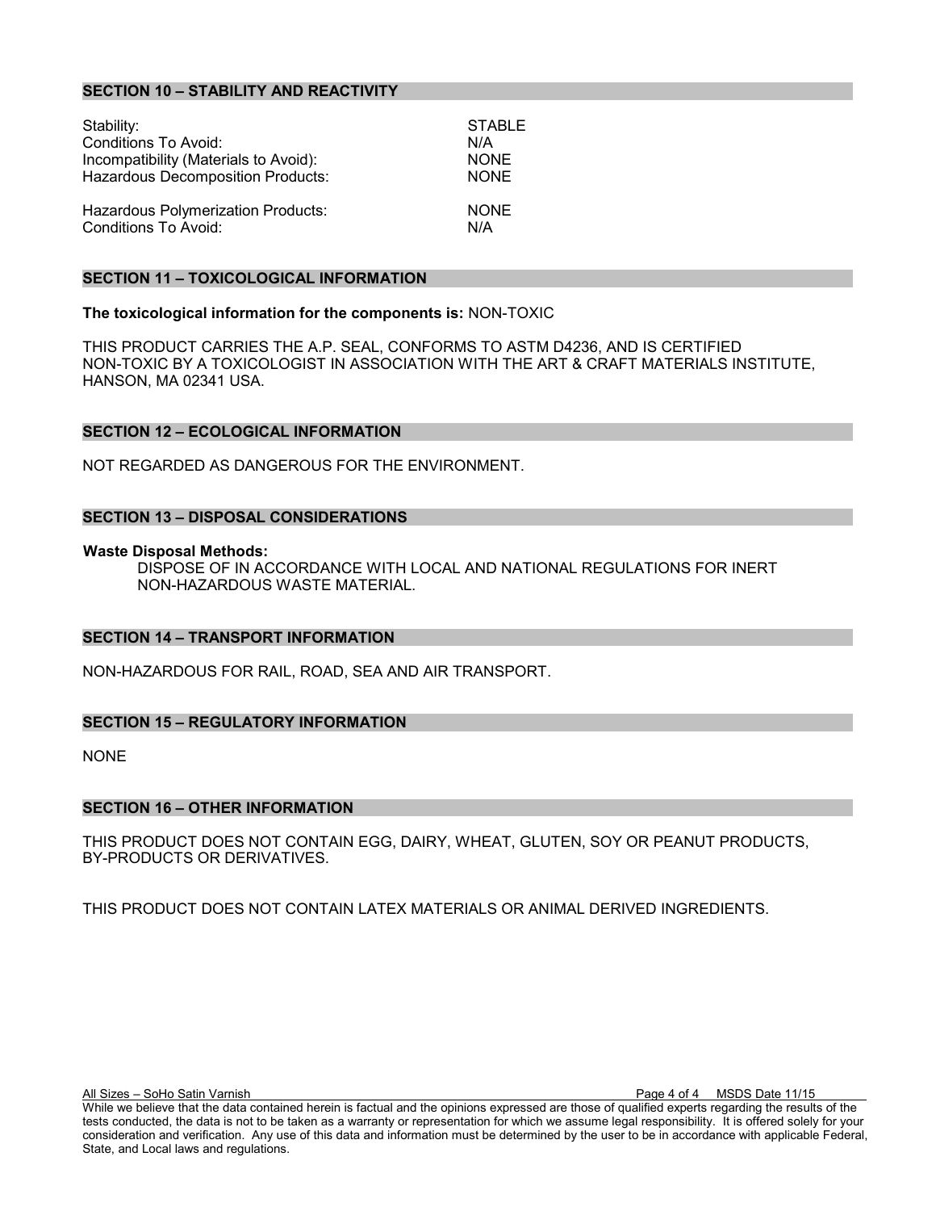## SECTION 10 – STABILITY AND REACTIVITY

| | |
|---|---|
| Stability: | STABLE |
| Conditions To Avoid: | N/A |
| Incompatibility (Materials to Avoid): | NONE |
| Hazardous Decomposition Products: | NONE |
| Hazardous Polymerization Products: | NONE |
| Conditions To Avoid: | N/A |

## SECTION 11 – TOXICOLOGICAL INFORMATION

**The toxicological information for the components is:** NON-TOXIC

THIS PRODUCT CARRIES THE A.P. SEAL, CONFORMS TO ASTM D4236, AND IS CERTIFIED NON-TOXIC BY A TOXICOLOGIST IN ASSOCIATION WITH THE ART & CRAFT MATERIALS INSTITUTE, HANSON, MA 02341 USA.

## SECTION 12 – ECOLOGICAL INFORMATION

NOT REGARDED AS DANGEROUS FOR THE ENVIRONMENT.

## SECTION 13 – DISPOSAL CONSIDERATIONS

**Waste Disposal Methods:**

DISPOSE OF IN ACCORDANCE WITH LOCAL AND NATIONAL REGULATIONS FOR INERT NON-HAZARDOUS WASTE MATERIAL.

## SECTION 14 – TRANSPORT INFORMATION

NON-HAZARDOUS FOR RAIL, ROAD, SEA AND AIR TRANSPORT.

## SECTION 15 – REGULATORY INFORMATION

NONE

## SECTION 16 – OTHER INFORMATION

THIS PRODUCT DOES NOT CONTAIN EGG, DAIRY, WHEAT, GLUTEN, SOY OR PEANUT PRODUCTS, BY-PRODUCTS OR DERIVATIVES.

THIS PRODUCT DOES NOT CONTAIN LATEX MATERIALS OR ANIMAL DERIVED INGREDIENTS.

While we believe that the data contained herein is factual and the opinions expressed are those of qualified experts regarding the results of the tests conducted, the data is not to be taken as a warranty or representation for which we assume legal responsibility. It is offered solely for your consideration and verification. Any use of this data and information must be determined by the user to be in accordance with applicable Federal, State, and Local laws and regulations.